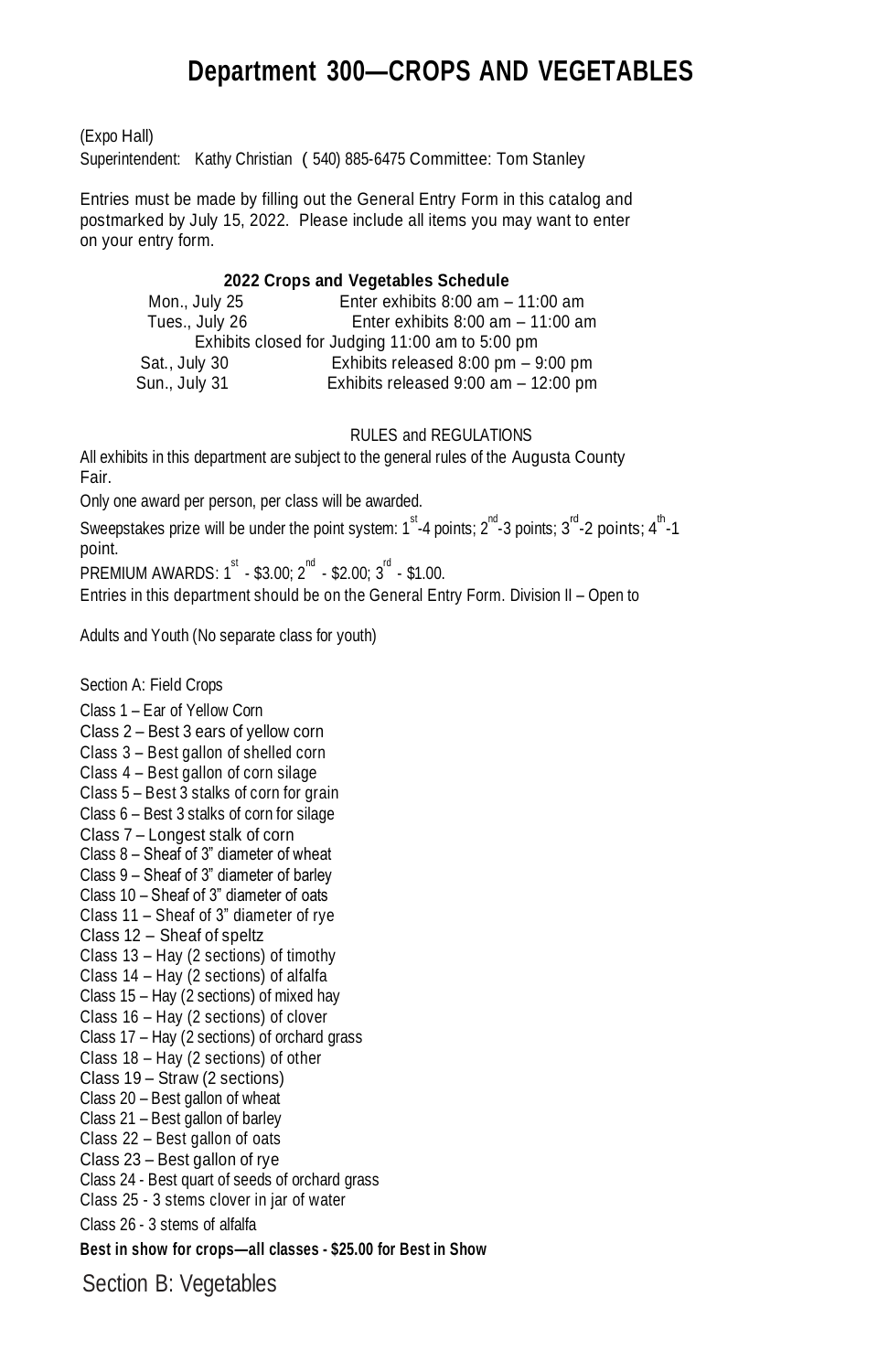# Department 300—CROPS AND VEGETABLES

(Expo Hall)

Superintendent: Kathy Christian ( 540) 885-6475 Committee: Tom Stanley

Entries must be made by filling out the General Entry Form in this catalog and postmarked by July 15, 2022. Please include all items you may want to enter on your entry form.

**2022 Crops and Vegetables Schedule**

| | |
|---|---|
| Mon., July 25 | Enter exhibits 8:00 am – 11:00 am |
| Tues., July 26 | Enter exhibits 8:00 am – 11:00 am |
| Exhibits closed for Judging 11:00 am to 5:00 pm | |
| Sat., July 30 | Exhibits released 8:00 pm – 9:00 pm |
| Sun., July 31 | Exhibits released 9:00 am – 12:00 pm |

RULES and REGULATIONS

All exhibits in this department are subject to the general rules of the Augusta County Fair.

Only one award per person, per class will be awarded.

Sweepstakes prize will be under the point system: 1st-4 points; 2nd-3 points; 3rd-2 points; 4th-1 point.

PREMIUM AWARDS: 1st - $3.00; 2nd - $2.00; 3rd - $1.00.

Entries in this department should be on the General Entry Form. Division II – Open to

Adults and Youth (No separate class for youth)

Section A: Field Crops

Class 1 – Ear of Yellow Corn
Class 2 – Best 3 ears of yellow corn
Class 3 – Best gallon of shelled corn
Class 4 – Best gallon of corn silage
Class 5 – Best 3 stalks of corn for grain
Class 6 – Best 3 stalks of corn for silage
Class 7 – Longest stalk of corn
Class 8 – Sheaf of 3" diameter of wheat
Class 9 – Sheaf of 3" diameter of barley
Class 10 – Sheaf of 3" diameter of oats
Class 11 – Sheaf of 3" diameter of rye
Class 12 – Sheaf of speltz
Class 13 – Hay (2 sections) of timothy
Class 14 – Hay (2 sections) of alfalfa
Class 15 – Hay (2 sections) of mixed hay
Class 16 – Hay (2 sections) of clover
Class 17 – Hay (2 sections) of orchard grass
Class 18 – Hay (2 sections) of other
Class 19 – Straw (2 sections)
Class 20 – Best gallon of wheat
Class 21 – Best gallon of barley
Class 22 – Best gallon of oats
Class 23 – Best gallon of rye
Class 24 - Best quart of seeds of orchard grass
Class 25 - 3 stems clover in jar of water
Class 26 - 3 stems of alfalfa

**Best in show for crops—all classes - $25.00 for Best in Show**

Section B: Vegetables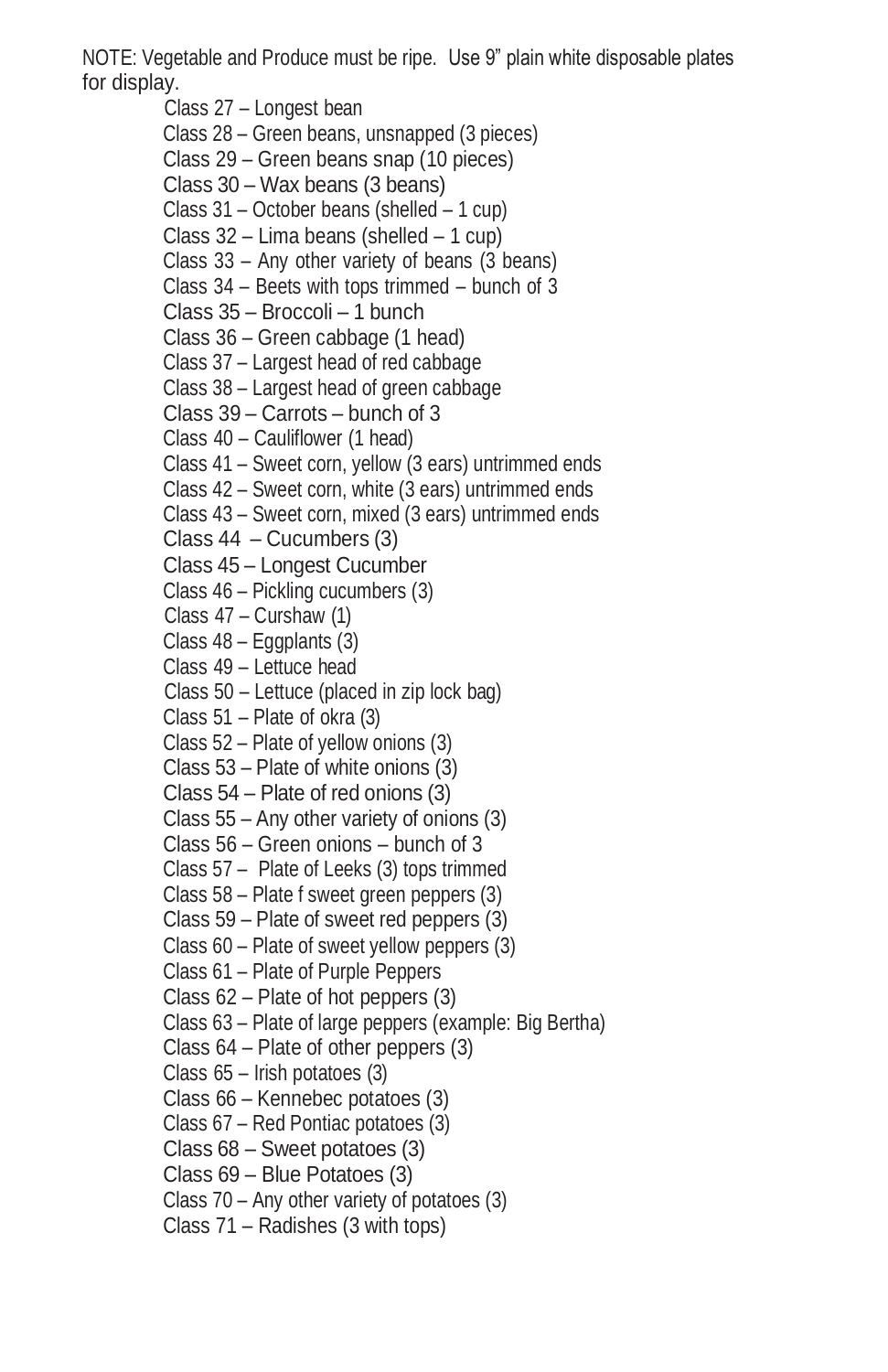NOTE: Vegetable and Produce must be ripe. Use 9" plain white disposable plates for display.

Class 27 – Longest bean
Class 28 – Green beans, unsnapped (3 pieces)
Class 29 – Green beans snap (10 pieces)
Class 30 – Wax beans (3 beans)
Class 31 – October beans (shelled – 1 cup)
Class 32 – Lima beans (shelled – 1 cup)
Class 33 – Any other variety of beans (3 beans)
Class 34 – Beets with tops trimmed – bunch of 3
Class 35 – Broccoli – 1 bunch
Class 36 – Green cabbage (1 head)
Class 37 – Largest head of red cabbage
Class 38 – Largest head of green cabbage
Class 39 – Carrots – bunch of 3
Class 40 – Cauliflower (1 head)
Class 41 – Sweet corn, yellow (3 ears) untrimmed ends
Class 42 – Sweet corn, white (3 ears) untrimmed ends
Class 43 – Sweet corn, mixed (3 ears) untrimmed ends
Class 44 – Cucumbers (3)
Class 45 – Longest Cucumber
Class 46 – Pickling cucumbers (3)
Class 47 – Curshaw (1)
Class 48 – Eggplants (3)
Class 49 – Lettuce head
Class 50 – Lettuce (placed in zip lock bag)
Class 51 – Plate of okra (3)
Class 52 – Plate of yellow onions (3)
Class 53 – Plate of white onions (3)
Class 54 – Plate of red onions (3)
Class 55 – Any other variety of onions (3)
Class 56 – Green onions – bunch of 3
Class 57 – Plate of Leeks (3) tops trimmed
Class 58 – Plate f sweet green peppers (3)
Class 59 – Plate of sweet red peppers (3)
Class 60 – Plate of sweet yellow peppers (3)
Class 61 – Plate of Purple Peppers
Class 62 – Plate of hot peppers (3)
Class 63 – Plate of large peppers (example: Big Bertha)
Class 64 – Plate of other peppers (3)
Class 65 – Irish potatoes (3)
Class 66 – Kennebec potatoes (3)
Class 67 – Red Pontiac potatoes (3)
Class 68 – Sweet potatoes (3)
Class 69 – Blue Potatoes (3)
Class 70 – Any other variety of potatoes (3)
Class 71 – Radishes (3 with tops)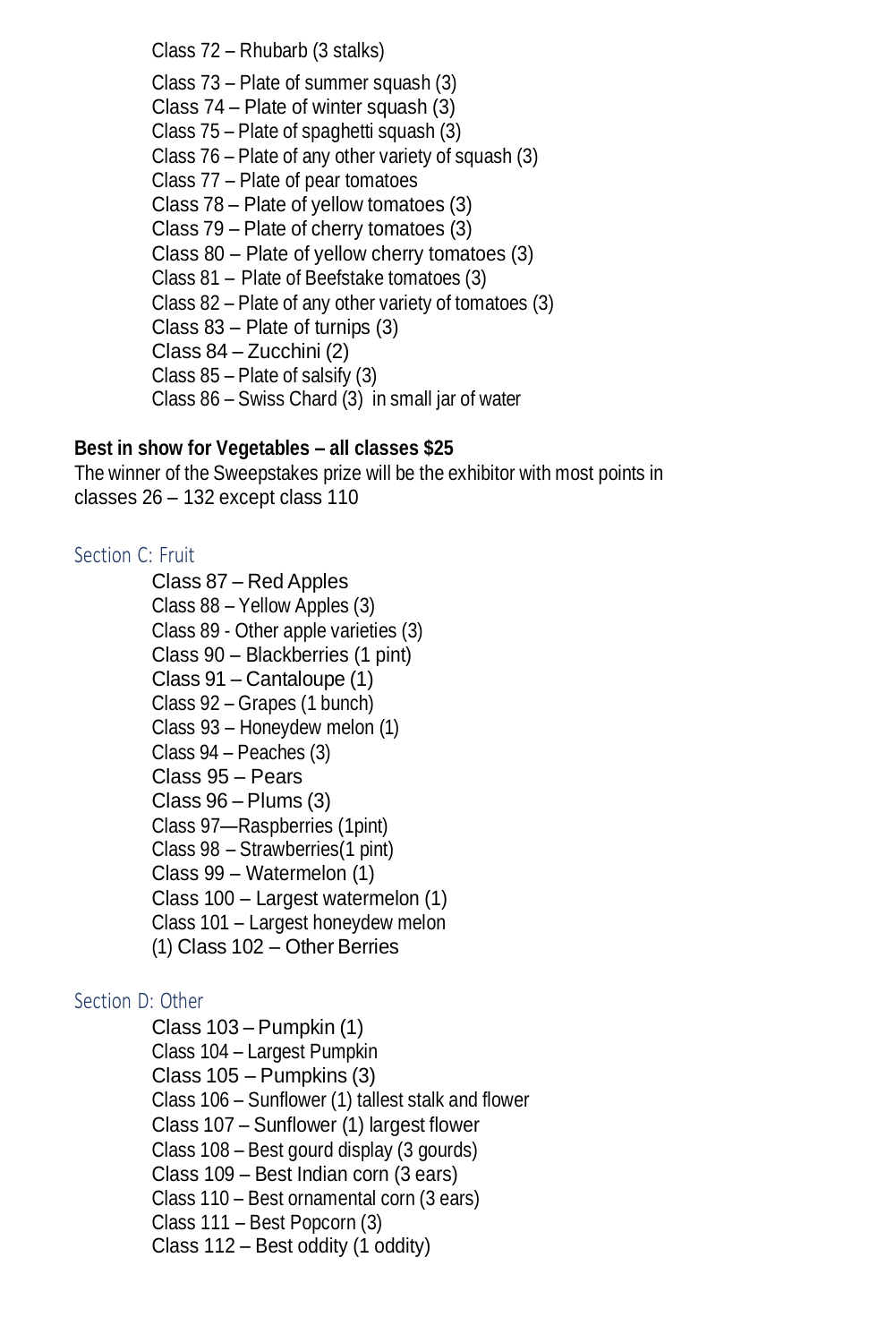Class 72 – Rhubarb (3 stalks)

Class 73 – Plate of summer squash (3)
Class 74 – Plate of winter squash (3)
Class 75 – Plate of spaghetti squash (3)
Class 76 – Plate of any other variety of squash (3)
Class 77 – Plate of pear tomatoes
Class 78 – Plate of yellow tomatoes (3)
Class 79 – Plate of cherry tomatoes (3)
Class 80 – Plate of yellow cherry tomatoes (3)
Class 81 – Plate of Beefstake tomatoes (3)
Class 82 – Plate of any other variety of tomatoes (3)
Class 83 – Plate of turnips (3)
Class 84 – Zucchini (2)
Class 85 – Plate of salsify (3)
Class 86 – Swiss Chard (3) in small jar of water

**Best in show for Vegetables – all classes $25**
The winner of the Sweepstakes prize will be the exhibitor with most points in classes 26 – 132 except class 110

## Section C: Fruit

Class 87 – Red Apples
Class 88 – Yellow Apples (3)
Class 89 - Other apple varieties (3)
Class 90 – Blackberries (1 pint)
Class 91 – Cantaloupe (1)
Class 92 – Grapes (1 bunch)
Class 93 – Honeydew melon (1)
Class 94 – Peaches (3)
Class 95 – Pears
Class 96 – Plums (3)
Class 97—Raspberries (1pint)
Class 98 – Strawberries(1 pint)
Class 99 – Watermelon (1)
Class 100 – Largest watermelon (1)
Class 101 – Largest honeydew melon
(1) Class 102 – Other Berries

## Section D: Other

Class 103 – Pumpkin (1)
Class 104 – Largest Pumpkin
Class 105 – Pumpkins (3)
Class 106 – Sunflower (1) tallest stalk and flower
Class 107 – Sunflower (1) largest flower
Class 108 – Best gourd display (3 gourds)
Class 109 – Best Indian corn (3 ears)
Class 110 – Best ornamental corn (3 ears)
Class 111 – Best Popcorn (3)
Class 112 – Best oddity (1 oddity)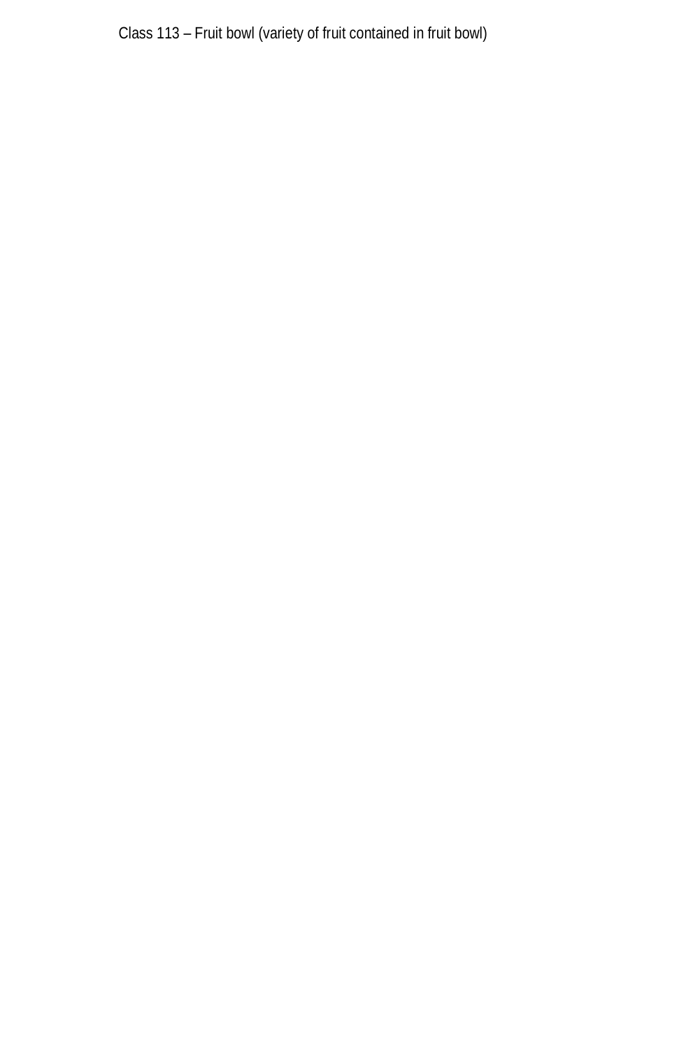Class 113 – Fruit bowl (variety of fruit contained in fruit bowl)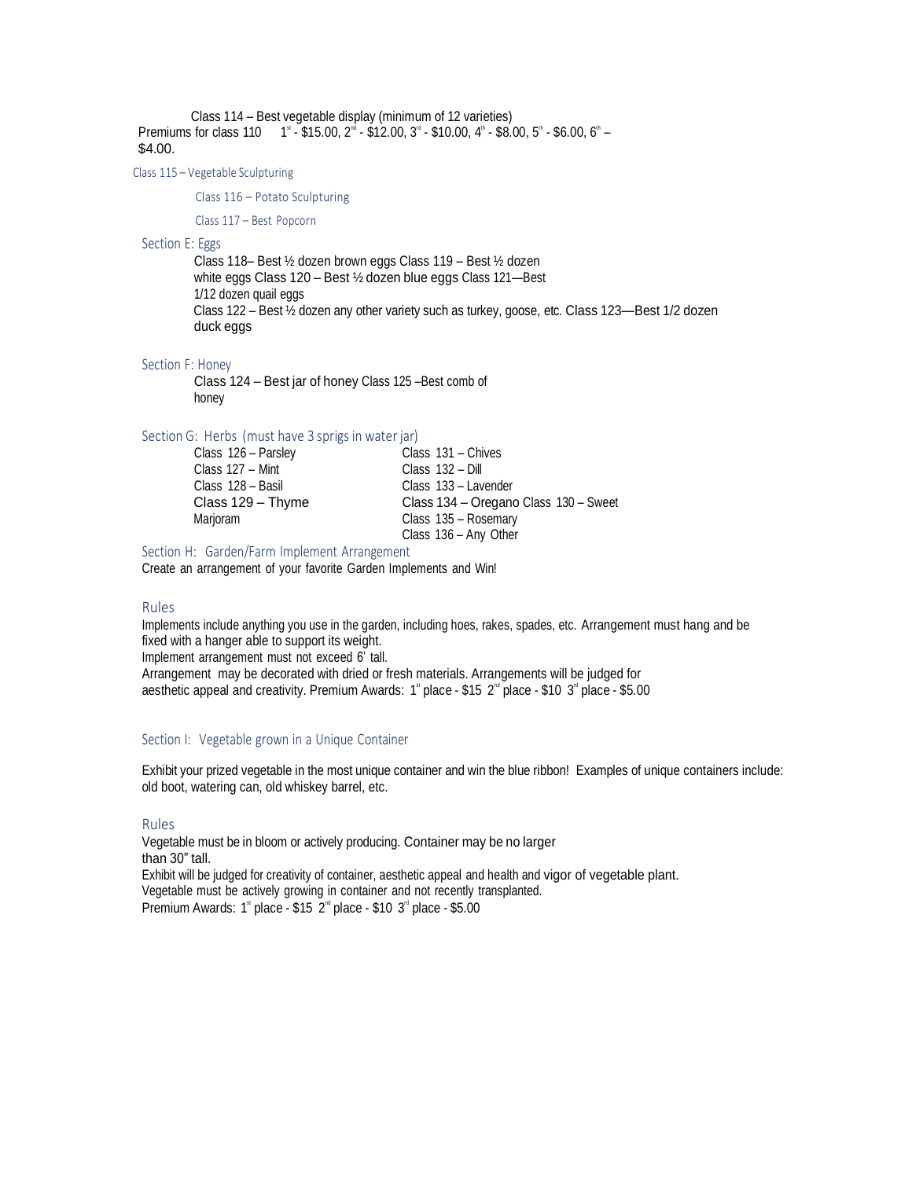Class 114 – Best vegetable display (minimum of 12 varieties)

Premiums for class 110 1st - $15.00, 2nd - $12.00, 3rd - $10.00, 4th - $8.00, 5th - $6.00, 6th – $4.00.

Class 115 – Vegetable Sculpturing

Class 116 – Potato Sculpturing

Class 117 – Best Popcorn

### Section E: Eggs

Class 118– Best ½ dozen brown eggs Class 119 – Best ½ dozen white eggs Class 120 – Best ½ dozen blue eggs Class 121—Best 1/12 dozen quail eggs

Class 122 – Best ½ dozen any other variety such as turkey, goose, etc. Class 123—Best 1/2 dozen duck eggs

### Section F: Honey

Class 124 – Best jar of honey Class 125 –Best comb of honey

### Section G: Herbs (must have 3 sprigs in water jar)

Class 126 – Parsley
Class 127 – Mint
Class 128 – Basil
Class 129 – Thyme
Class 130 – Sweet Marjoram
Class 131 – Chives
Class 132 – Dill
Class 133 – Lavender
Class 134 – Oregano
Class 135 – Rosemary
Class 136 – Any Other

### Section H: Garden/Farm Implement Arrangement

Create an arrangement of your favorite Garden Implements and Win!

#### Rules

Implements include anything you use in the garden, including hoes, rakes, spades, etc. Arrangement must hang and be fixed with a hanger able to support its weight.

Implement arrangement must not exceed 6' tall.

Arrangement may be decorated with dried or fresh materials. Arrangements will be judged for aesthetic appeal and creativity. Premium Awards: 1st place - $15 2nd place - $10 3rd place - $5.00

### Section I: Vegetable grown in a Unique Container

Exhibit your prized vegetable in the most unique container and win the blue ribbon! Examples of unique containers include: old boot, watering can, old whiskey barrel, etc.

#### Rules

Vegetable must be in bloom or actively producing. Container may be no larger than 30" tall.

Exhibit will be judged for creativity of container, aesthetic appeal and health and vigor of vegetable plant.

Vegetable must be actively growing in container and not recently transplanted.

Premium Awards: 1st place - $15 2nd place - $10 3rd place - $5.00